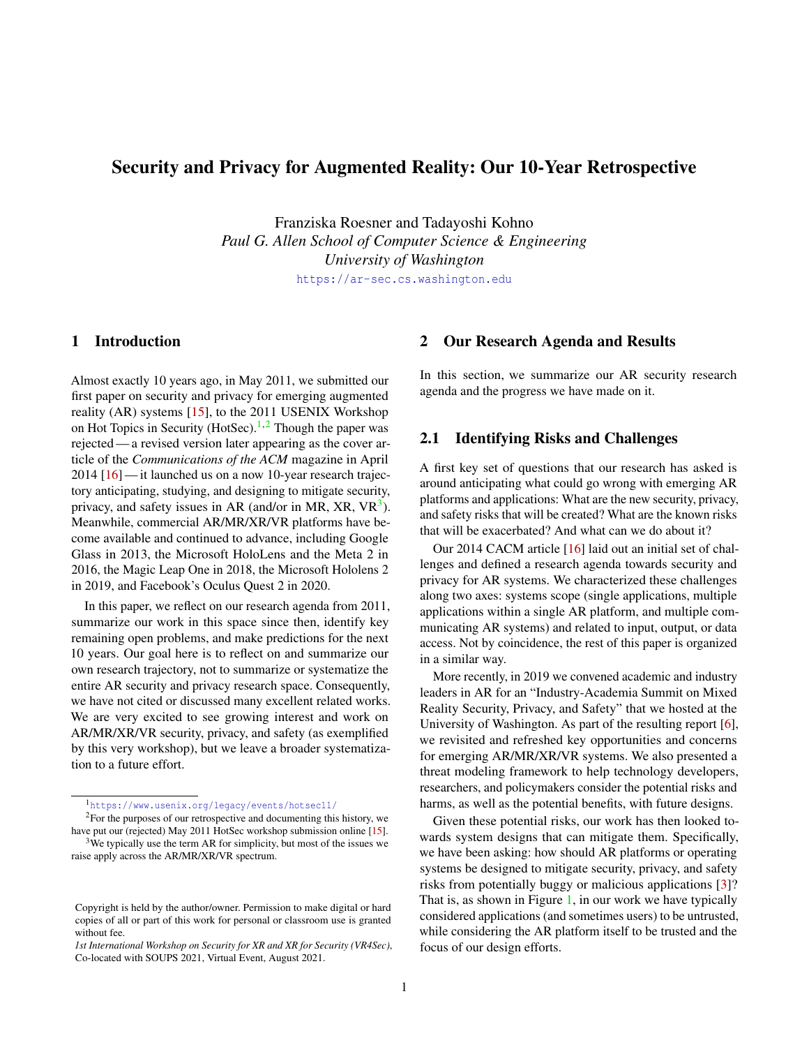# Security and Privacy for Augmented Reality: Our 10-Year Retrospective

Franziska Roesner and Tadayoshi Kohno
*Paul G. Allen School of Computer Science & Engineering*
*University of Washington*
https://ar-sec.cs.washington.edu

## 1 Introduction

Almost exactly 10 years ago, in May 2011, we submitted our first paper on security and privacy for emerging augmented reality (AR) systems [15], to the 2011 USENIX Workshop on Hot Topics in Security (HotSec).[1,2] Though the paper was rejected — a revised version later appearing as the cover article of the *Communications of the ACM* magazine in April 2014 [16] — it launched us on a now 10-year research trajectory anticipating, studying, and designing to mitigate security, privacy, and safety issues in AR (and/or in MR, XR, VR[3]). Meanwhile, commercial AR/MR/XR/VR platforms have become available and continued to advance, including Google Glass in 2013, the Microsoft HoloLens and the Meta 2 in 2016, the Magic Leap One in 2018, the Microsoft Hololens 2 in 2019, and Facebook's Oculus Quest 2 in 2020.

In this paper, we reflect on our research agenda from 2011, summarize our work in this space since then, identify key remaining open problems, and make predictions for the next 10 years. Our goal here is to reflect on and summarize our own research trajectory, not to summarize or systematize the entire AR security and privacy research space. Consequently, we have not cited or discussed many excellent related works. We are very excited to see growing interest and work on AR/MR/XR/VR security, privacy, and safety (as exemplified by this very workshop), but we leave a broader systematization to a future effort.

[1] https://www.usenix.org/legacy/events/hotsec11/

[2] For the purposes of our retrospective and documenting this history, we have put our (rejected) May 2011 HotSec workshop submission online [15].

[3] We typically use the term AR for simplicity, but most of the issues we raise apply across the AR/MR/XR/VR spectrum.

Copyright is held by the author/owner. Permission to make digital or hard copies of all or part of this work for personal or classroom use is granted without fee.
*1st International Workshop on Security for XR and XR for Security (VR4Sec)*, Co-located with SOUPS 2021, Virtual Event, August 2021.

## 2 Our Research Agenda and Results

In this section, we summarize our AR security research agenda and the progress we have made on it.

### 2.1 Identifying Risks and Challenges

A first key set of questions that our research has asked is around anticipating what could go wrong with emerging AR platforms and applications: What are the new security, privacy, and safety risks that will be created? What are the known risks that will be exacerbated? And what can we do about it?

Our 2014 CACM article [16] laid out an initial set of challenges and defined a research agenda towards security and privacy for AR systems. We characterized these challenges along two axes: systems scope (single applications, multiple applications within a single AR platform, and multiple communicating AR systems) and related to input, output, or data access. Not by coincidence, the rest of this paper is organized in a similar way.

More recently, in 2019 we convened academic and industry leaders in AR for an "Industry-Academia Summit on Mixed Reality Security, Privacy, and Safety" that we hosted at the University of Washington. As part of the resulting report [6], we revisited and refreshed key opportunities and concerns for emerging AR/MR/XR/VR systems. We also presented a threat modeling framework to help technology developers, researchers, and policymakers consider the potential risks and harms, as well as the potential benefits, with future designs.

Given these potential risks, our work has then looked towards system designs that can mitigate them. Specifically, we have been asking: how should AR platforms or operating systems be designed to mitigate security, privacy, and safety risks from potentially buggy or malicious applications [3]? That is, as shown in Figure 1, in our work we have typically considered applications (and sometimes users) to be untrusted, while considering the AR platform itself to be trusted and the focus of our design efforts.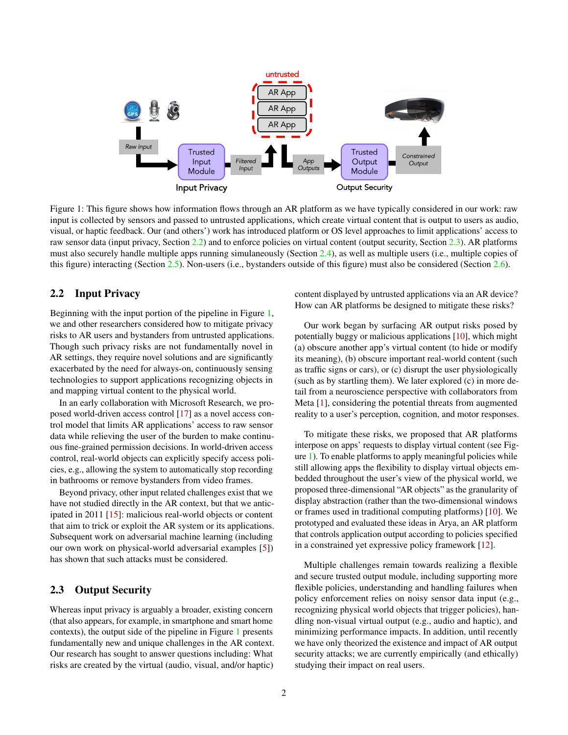Figure 1: This figure shows how information flows through an AR platform as we have typically considered in our work: raw input is collected by sensors and passed to untrusted applications, which create virtual content that is output to users as audio, visual, or haptic feedback. Our (and others') work has introduced platform or OS level approaches to limit applications' access to raw sensor data (input privacy, Section 2.2) and to enforce policies on virtual content (output security, Section 2.3). AR platforms must also securely handle multiple apps running simulaneously (Section 2.4), as well as multiple users (i.e., multiple copies of this figure) interacting (Section 2.5). Non-users (i.e., bystanders outside of this figure) must also be considered (Section 2.6).

## 2.2 Input Privacy

Beginning with the input portion of the pipeline in Figure 1, we and other researchers considered how to mitigate privacy risks to AR users and bystanders from untrusted applications. Though such privacy risks are not fundamentally novel in AR settings, they require novel solutions and are significantly exacerbated by the need for always-on, continuously sensing technologies to support applications recognizing objects in and mapping virtual content to the physical world.

In an early collaboration with Microsoft Research, we proposed world-driven access control [17] as a novel access control model that limits AR applications' access to raw sensor data while relieving the user of the burden to make continuous fine-grained permission decisions. In world-driven access control, real-world objects can explicitly specify access policies, e.g., allowing the system to automatically stop recording in bathrooms or remove bystanders from video frames.

Beyond privacy, other input related challenges exist that we have not studied directly in the AR context, but that we anticipated in 2011 [15]: malicious real-world objects or content that aim to trick or exploit the AR system or its applications. Subsequent work on adversarial machine learning (including our own work on physical-world adversarial examples [5]) has shown that such attacks must be considered.

## 2.3 Output Security

Whereas input privacy is arguably a broader, existing concern (that also appears, for example, in smartphone and smart home contexts), the output side of the pipeline in Figure 1 presents fundamentally new and unique challenges in the AR context. Our research has sought to answer questions including: What risks are created by the virtual (audio, visual, and/or haptic) content displayed by untrusted applications via an AR device? How can AR platforms be designed to mitigate these risks?

Our work began by surfacing AR output risks posed by potentially buggy or malicious applications [10], which might (a) obscure another app's virtual content (to hide or modify its meaning), (b) obscure important real-world content (such as traffic signs or cars), or (c) disrupt the user physiologically (such as by startling them). We later explored (c) in more detail from a neuroscience perspective with collaborators from Meta [1], considering the potential threats from augmented reality to a user's perception, cognition, and motor responses.

To mitigate these risks, we proposed that AR platforms interpose on apps' requests to display virtual content (see Figure 1). To enable platforms to apply meaningful policies while still allowing apps the flexibility to display virtual objects embedded throughout the user's view of the physical world, we proposed three-dimensional "AR objects" as the granularity of display abstraction (rather than the two-dimensional windows or frames used in traditional computing platforms) [10]. We prototyped and evaluated these ideas in Arya, an AR platform that controls application output according to policies specified in a constrained yet expressive policy framework [12].

Multiple challenges remain towards realizing a flexible and secure trusted output module, including supporting more flexible policies, understanding and handling failures when policy enforcement relies on noisy sensor data input (e.g., recognizing physical world objects that trigger policies), handling non-visual virtual output (e.g., audio and haptic), and minimizing performance impacts. In addition, until recently we have only theorized the existence and impact of AR output security attacks; we are currently empirically (and ethically) studying their impact on real users.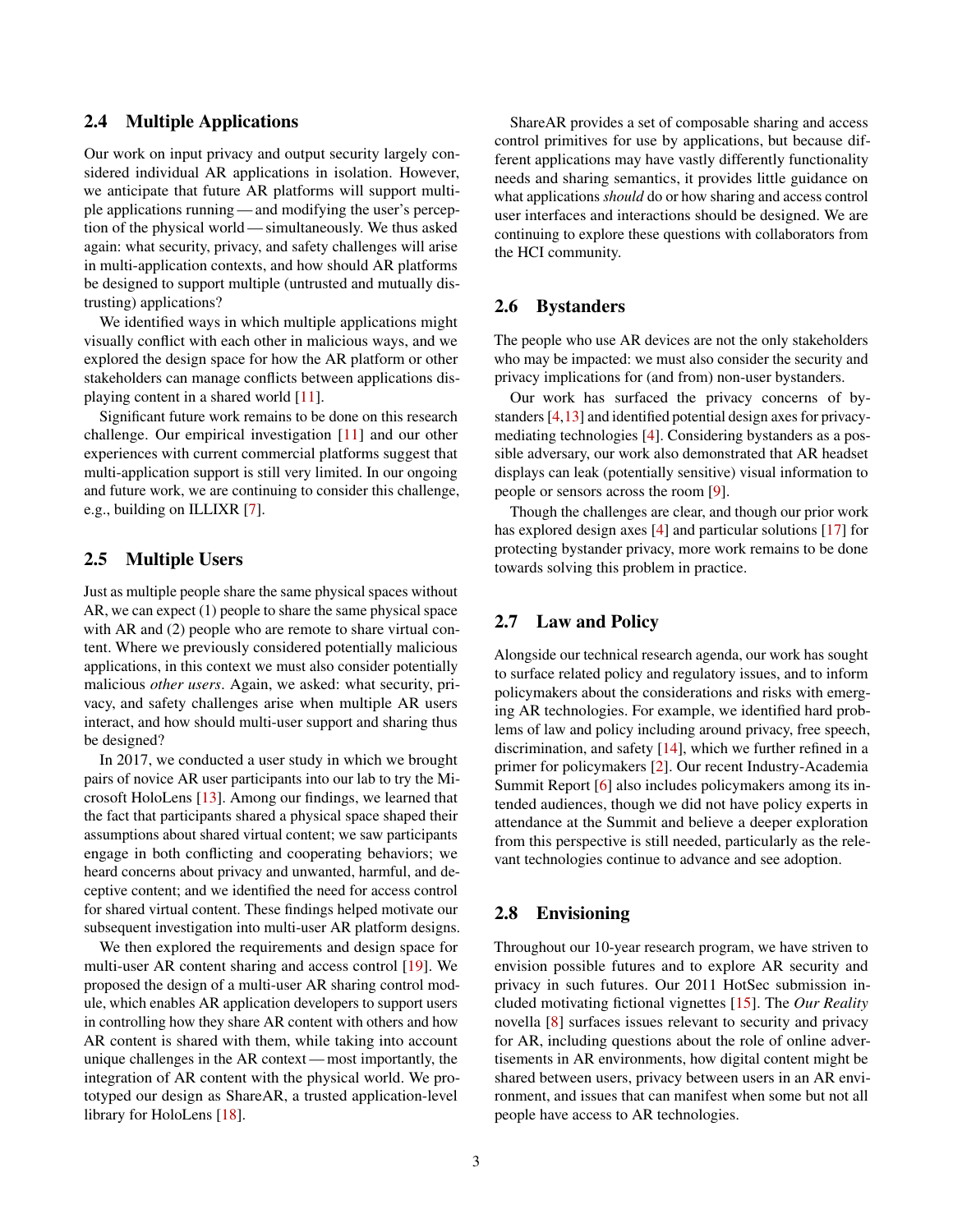## 2.4 Multiple Applications

Our work on input privacy and output security largely considered individual AR applications in isolation. However, we anticipate that future AR platforms will support multiple applications running — and modifying the user's perception of the physical world — simultaneously. We thus asked again: what security, privacy, and safety challenges will arise in multi-application contexts, and how should AR platforms be designed to support multiple (untrusted and mutually distrusting) applications?

We identified ways in which multiple applications might visually conflict with each other in malicious ways, and we explored the design space for how the AR platform or other stakeholders can manage conflicts between applications displaying content in a shared world [11].

Significant future work remains to be done on this research challenge. Our empirical investigation [11] and our other experiences with current commercial platforms suggest that multi-application support is still very limited. In our ongoing and future work, we are continuing to consider this challenge, e.g., building on ILLIXR [7].

## 2.5 Multiple Users

Just as multiple people share the same physical spaces without AR, we can expect (1) people to share the same physical space with AR and (2) people who are remote to share virtual content. Where we previously considered potentially malicious applications, in this context we must also consider potentially malicious *other users*. Again, we asked: what security, privacy, and safety challenges arise when multiple AR users interact, and how should multi-user support and sharing thus be designed?

In 2017, we conducted a user study in which we brought pairs of novice AR user participants into our lab to try the Microsoft HoloLens [13]. Among our findings, we learned that the fact that participants shared a physical space shaped their assumptions about shared virtual content; we saw participants engage in both conflicting and cooperating behaviors; we heard concerns about privacy and unwanted, harmful, and deceptive content; and we identified the need for access control for shared virtual content. These findings helped motivate our subsequent investigation into multi-user AR platform designs.

We then explored the requirements and design space for multi-user AR content sharing and access control [19]. We proposed the design of a multi-user AR sharing control module, which enables AR application developers to support users in controlling how they share AR content with others and how AR content is shared with them, while taking into account unique challenges in the AR context — most importantly, the integration of AR content with the physical world. We prototyped our design as ShareAR, a trusted application-level library for HoloLens [18].

ShareAR provides a set of composable sharing and access control primitives for use by applications, but because different applications may have vastly differently functionality needs and sharing semantics, it provides little guidance on what applications *should* do or how sharing and access control user interfaces and interactions should be designed. We are continuing to explore these questions with collaborators from the HCI community.

## 2.6 Bystanders

The people who use AR devices are not the only stakeholders who may be impacted: we must also consider the security and privacy implications for (and from) non-user bystanders.

Our work has surfaced the privacy concerns of bystanders [4,13] and identified potential design axes for privacy-mediating technologies [4]. Considering bystanders as a possible adversary, our work also demonstrated that AR headset displays can leak (potentially sensitive) visual information to people or sensors across the room [9].

Though the challenges are clear, and though our prior work has explored design axes [4] and particular solutions [17] for protecting bystander privacy, more work remains to be done towards solving this problem in practice.

## 2.7 Law and Policy

Alongside our technical research agenda, our work has sought to surface related policy and regulatory issues, and to inform policymakers about the considerations and risks with emerging AR technologies. For example, we identified hard problems of law and policy including around privacy, free speech, discrimination, and safety [14], which we further refined in a primer for policymakers [2]. Our recent Industry-Academia Summit Report [6] also includes policymakers among its intended audiences, though we did not have policy experts in attendance at the Summit and believe a deeper exploration from this perspective is still needed, particularly as the relevant technologies continue to advance and see adoption.

## 2.8 Envisioning

Throughout our 10-year research program, we have striven to envision possible futures and to explore AR security and privacy in such futures. Our 2011 HotSec submission included motivating fictional vignettes [15]. The *Our Reality* novella [8] surfaces issues relevant to security and privacy for AR, including questions about the role of online advertisements in AR environments, how digital content might be shared between users, privacy between users in an AR environment, and issues that can manifest when some but not all people have access to AR technologies.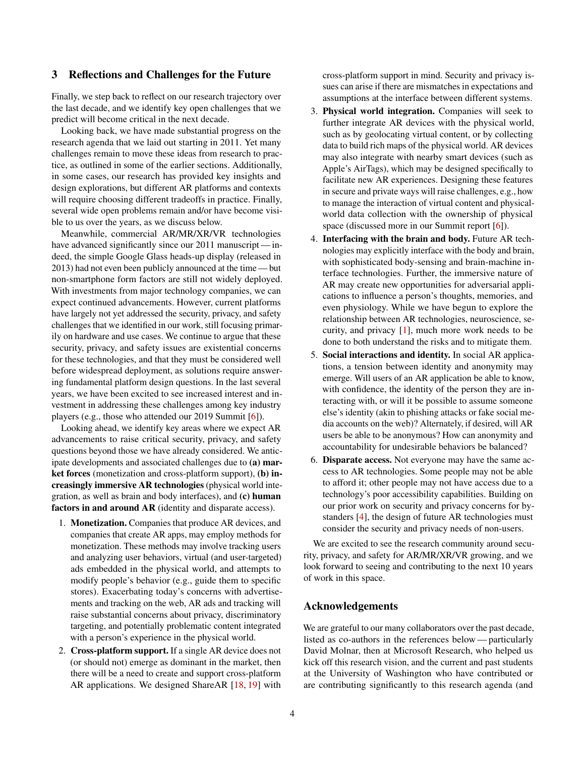## 3 Reflections and Challenges for the Future

Finally, we step back to reflect on our research trajectory over the last decade, and we identify key open challenges that we predict will become critical in the next decade.

Looking back, we have made substantial progress on the research agenda that we laid out starting in 2011. Yet many challenges remain to move these ideas from research to practice, as outlined in some of the earlier sections. Additionally, in some cases, our research has provided key insights and design explorations, but different AR platforms and contexts will require choosing different tradeoffs in practice. Finally, several wide open problems remain and/or have become visible to us over the years, as we discuss below.

Meanwhile, commercial AR/MR/XR/VR technologies have advanced significantly since our 2011 manuscript — indeed, the simple Google Glass heads-up display (released in 2013) had not even been publicly announced at the time — but non-smartphone form factors are still not widely deployed. With investments from major technology companies, we can expect continued advancements. However, current platforms have largely not yet addressed the security, privacy, and safety challenges that we identified in our work, still focusing primarily on hardware and use cases. We continue to argue that these security, privacy, and safety issues are existential concerns for these technologies, and that they must be considered well before widespread deployment, as solutions require answering fundamental platform design questions. In the last several years, we have been excited to see increased interest and investment in addressing these challenges among key industry players (e.g., those who attended our 2019 Summit [6]).

Looking ahead, we identify key areas where we expect AR advancements to raise critical security, privacy, and safety questions beyond those we have already considered. We anticipate developments and associated challenges due to **(a) market forces** (monetization and cross-platform support), **(b) increasingly immersive AR technologies** (physical world integration, as well as brain and body interfaces), and **(c) human factors in and around AR** (identity and disparate access).

1. **Monetization.** Companies that produce AR devices, and companies that create AR apps, may employ methods for monetization. These methods may involve tracking users and analyzing user behaviors, virtual (and user-targeted) ads embedded in the physical world, and attempts to modify people's behavior (e.g., guide them to specific stores). Exacerbating today's concerns with advertisements and tracking on the web, AR ads and tracking will raise substantial concerns about privacy, discriminatory targeting, and potentially problematic content integrated with a person's experience in the physical world.
2. **Cross-platform support.** If a single AR device does not (or should not) emerge as dominant in the market, then there will be a need to create and support cross-platform AR applications. We designed ShareAR [18, 19] with cross-platform support in mind. Security and privacy issues can arise if there are mismatches in expectations and assumptions at the interface between different systems.
3. **Physical world integration.** Companies will seek to further integrate AR devices with the physical world, such as by geolocating virtual content, or by collecting data to build rich maps of the physical world. AR devices may also integrate with nearby smart devices (such as Apple's AirTags), which may be designed specifically to facilitate new AR experiences. Designing these features in secure and private ways will raise challenges, e.g., how to manage the interaction of virtual content and physical-world data collection with the ownership of physical space (discussed more in our Summit report [6]).
4. **Interfacing with the brain and body.** Future AR technologies may explicitly interface with the body and brain, with sophisticated body-sensing and brain-machine interface technologies. Further, the immersive nature of AR may create new opportunities for adversarial applications to influence a person's thoughts, memories, and even physiology. While we have begun to explore the relationship between AR technologies, neuroscience, security, and privacy [1], much more work needs to be done to both understand the risks and to mitigate them.
5. **Social interactions and identity.** In social AR applications, a tension between identity and anonymity may emerge. Will users of an AR application be able to know, with confidence, the identity of the person they are interacting with, or will it be possible to assume someone else's identity (akin to phishing attacks or fake social media accounts on the web)? Alternately, if desired, will AR users be able to be anonymous? How can anonymity and accountability for undesirable behaviors be balanced?
6. **Disparate access.** Not everyone may have the same access to AR technologies. Some people may not be able to afford it; other people may not have access due to a technology's poor accessibility capabilities. Building on our prior work on security and privacy concerns for bystanders [4], the design of future AR technologies must consider the security and privacy needs of non-users.

We are excited to see the research community around security, privacy, and safety for AR/MR/XR/VR growing, and we look forward to seeing and contributing to the next 10 years of work in this space.

## Acknowledgements

We are grateful to our many collaborators over the past decade, listed as co-authors in the references below — particularly David Molnar, then at Microsoft Research, who helped us kick off this research vision, and the current and past students at the University of Washington who have contributed or are contributing significantly to this research agenda (and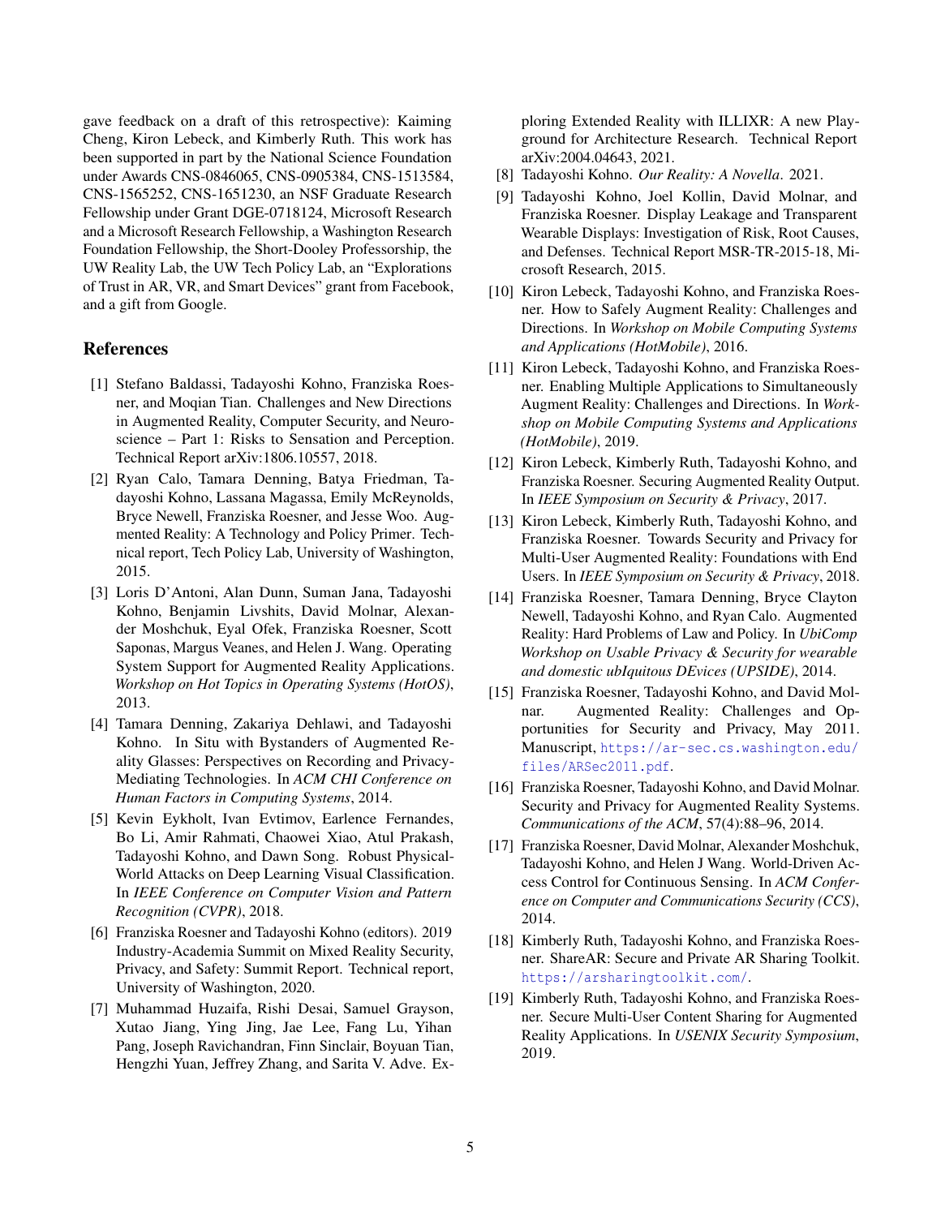gave feedback on a draft of this retrospective): Kaiming Cheng, Kiron Lebeck, and Kimberly Ruth. This work has been supported in part by the National Science Foundation under Awards CNS-0846065, CNS-0905384, CNS-1513584, CNS-1565252, CNS-1651230, an NSF Graduate Research Fellowship under Grant DGE-0718124, Microsoft Research and a Microsoft Research Fellowship, a Washington Research Foundation Fellowship, the Short-Dooley Professorship, the UW Reality Lab, the UW Tech Policy Lab, an "Explorations of Trust in AR, VR, and Smart Devices" grant from Facebook, and a gift from Google.

## References

[1] Stefano Baldassi, Tadayoshi Kohno, Franziska Roesner, and Moqian Tian. Challenges and New Directions in Augmented Reality, Computer Security, and Neuroscience – Part 1: Risks to Sensation and Perception. Technical Report arXiv:1806.10557, 2018.

[2] Ryan Calo, Tamara Denning, Batya Friedman, Tadayoshi Kohno, Lassana Magassa, Emily McReynolds, Bryce Newell, Franziska Roesner, and Jesse Woo. Augmented Reality: A Technology and Policy Primer. Technical report, Tech Policy Lab, University of Washington, 2015.

[3] Loris D'Antoni, Alan Dunn, Suman Jana, Tadayoshi Kohno, Benjamin Livshits, David Molnar, Alexander Moshchuk, Eyal Ofek, Franziska Roesner, Scott Saponas, Margus Veanes, and Helen J. Wang. Operating System Support for Augmented Reality Applications. *Workshop on Hot Topics in Operating Systems (HotOS)*, 2013.

[4] Tamara Denning, Zakariya Dehlawi, and Tadayoshi Kohno. In Situ with Bystanders of Augmented Reality Glasses: Perspectives on Recording and Privacy-Mediating Technologies. In *ACM CHI Conference on Human Factors in Computing Systems*, 2014.

[5] Kevin Eykholt, Ivan Evtimov, Earlence Fernandes, Bo Li, Amir Rahmati, Chaowei Xiao, Atul Prakash, Tadayoshi Kohno, and Dawn Song. Robust Physical-World Attacks on Deep Learning Visual Classification. In *IEEE Conference on Computer Vision and Pattern Recognition (CVPR)*, 2018.

[6] Franziska Roesner and Tadayoshi Kohno (editors). 2019 Industry-Academia Summit on Mixed Reality Security, Privacy, and Safety: Summit Report. Technical report, University of Washington, 2020.

[7] Muhammad Huzaifa, Rishi Desai, Samuel Grayson, Xutao Jiang, Ying Jing, Jae Lee, Fang Lu, Yihan Pang, Joseph Ravichandran, Finn Sinclair, Boyuan Tian, Hengzhi Yuan, Jeffrey Zhang, and Sarita V. Adve. Exploring Extended Reality with ILLIXR: A new Playground for Architecture Research. Technical Report arXiv:2004.04643, 2021.

[8] Tadayoshi Kohno. *Our Reality: A Novella*. 2021.

[9] Tadayoshi Kohno, Joel Kollin, David Molnar, and Franziska Roesner. Display Leakage and Transparent Wearable Displays: Investigation of Risk, Root Causes, and Defenses. Technical Report MSR-TR-2015-18, Microsoft Research, 2015.

[10] Kiron Lebeck, Tadayoshi Kohno, and Franziska Roesner. How to Safely Augment Reality: Challenges and Directions. In *Workshop on Mobile Computing Systems and Applications (HotMobile)*, 2016.

[11] Kiron Lebeck, Tadayoshi Kohno, and Franziska Roesner. Enabling Multiple Applications to Simultaneously Augment Reality: Challenges and Directions. In *Workshop on Mobile Computing Systems and Applications (HotMobile)*, 2019.

[12] Kiron Lebeck, Kimberly Ruth, Tadayoshi Kohno, and Franziska Roesner. Securing Augmented Reality Output. In *IEEE Symposium on Security & Privacy*, 2017.

[13] Kiron Lebeck, Kimberly Ruth, Tadayoshi Kohno, and Franziska Roesner. Towards Security and Privacy for Multi-User Augmented Reality: Foundations with End Users. In *IEEE Symposium on Security & Privacy*, 2018.

[14] Franziska Roesner, Tamara Denning, Bryce Clayton Newell, Tadayoshi Kohno, and Ryan Calo. Augmented Reality: Hard Problems of Law and Policy. In *UbiComp Workshop on Usable Privacy & Security for wearable and domestic ubIquitous DEvices (UPSIDE)*, 2014.

[15] Franziska Roesner, Tadayoshi Kohno, and David Molnar. Augmented Reality: Challenges and Opportunities for Security and Privacy, May 2011. Manuscript, https://ar-sec.cs.washington.edu/files/ARSec2011.pdf.

[16] Franziska Roesner, Tadayoshi Kohno, and David Molnar. Security and Privacy for Augmented Reality Systems. *Communications of the ACM*, 57(4):88–96, 2014.

[17] Franziska Roesner, David Molnar, Alexander Moshchuk, Tadayoshi Kohno, and Helen J Wang. World-Driven Access Control for Continuous Sensing. In *ACM Conference on Computer and Communications Security (CCS)*, 2014.

[18] Kimberly Ruth, Tadayoshi Kohno, and Franziska Roesner. ShareAR: Secure and Private AR Sharing Toolkit. https://arsharingtoolkit.com/.

[19] Kimberly Ruth, Tadayoshi Kohno, and Franziska Roesner. Secure Multi-User Content Sharing for Augmented Reality Applications. In *USENIX Security Symposium*, 2019.